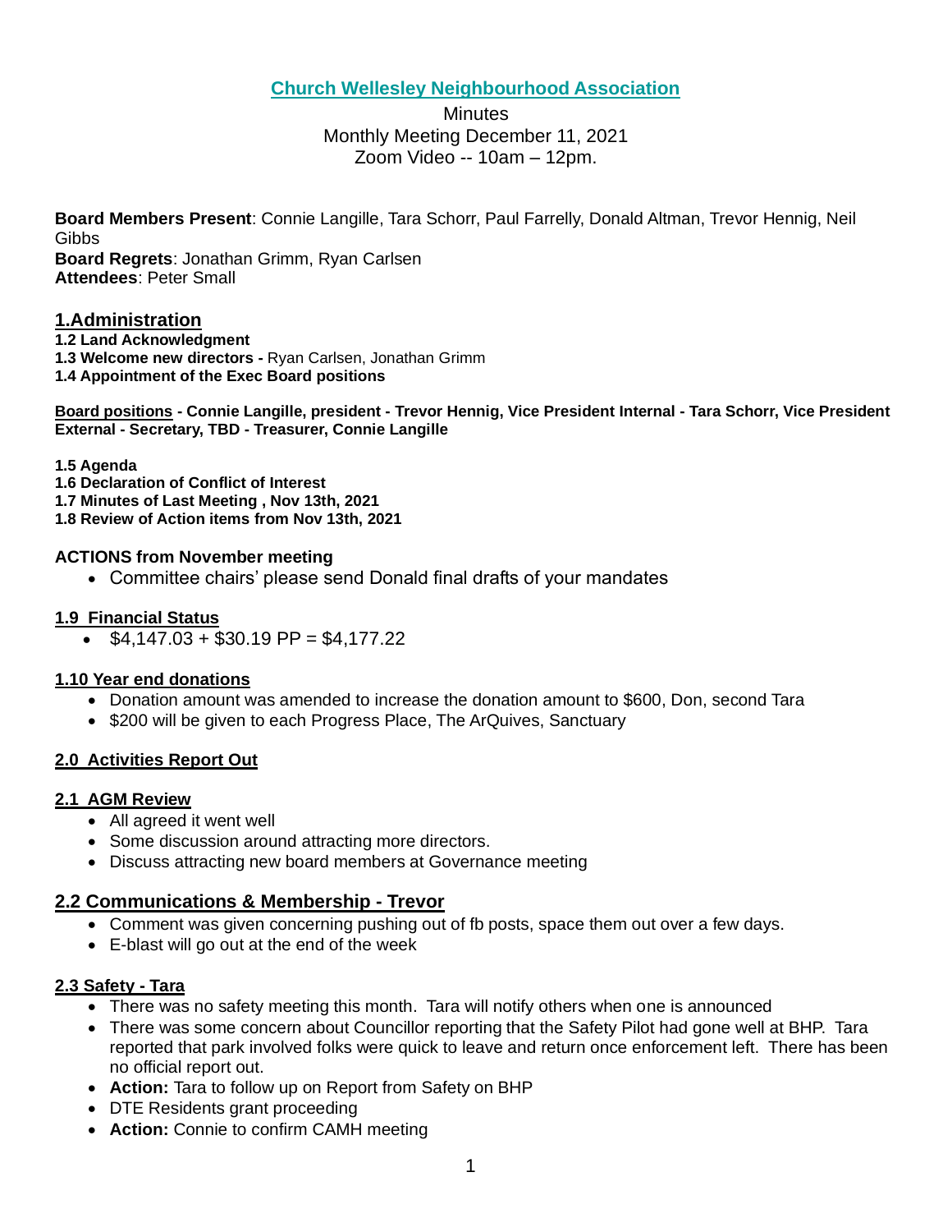# Church Wellesley Neighbourhood Association

Minutes
Monthly Meeting December 11, 2021
Zoom Video -- 10am – 12pm.

**Board Members Present**: Connie Langille, Tara Schorr, Paul Farrelly, Donald Altman, Trevor Hennig, Neil Gibbs
**Board Regrets**: Jonathan Grimm, Ryan Carlsen
**Attendees**: Peter Small

## 1.Administration

**1.2 Land Acknowledgment**
**1.3 Welcome new directors -** Ryan Carlsen, Jonathan Grimm
**1.4 Appointment of the Exec Board positions**

**Board positions - Connie Langille, president - Trevor Hennig, Vice President Internal - Tara Schorr, Vice President External - Secretary, TBD - Treasurer, Connie Langille**

**1.5 Agenda**
**1.6 Declaration of Conflict of Interest**
**1.7 Minutes of Last Meeting , Nov 13th, 2021**
**1.8 Review of Action items from Nov 13th, 2021**

### ACTIONS from November meeting

- Committee chairs' please send Donald final drafts of your mandates

### 1.9 Financial Status

- $4,147.03 + $30.19 PP = $4,177.22

### 1.10 Year end donations

- Donation amount was amended to increase the donation amount to $600, Don, second Tara
- $200 will be given to each Progress Place, The ArQuives, Sanctuary

### 2.0 Activities Report Out

### 2.1 AGM Review

- All agreed it went well
- Some discussion around attracting more directors.
- Discuss attracting new board members at Governance meeting

### 2.2 Communications & Membership - Trevor

- Comment was given concerning pushing out of fb posts, space them out over a few days.
- E-blast will go out at the end of the week

### 2.3 Safety - Tara

- There was no safety meeting this month. Tara will notify others when one is announced
- There was some concern about Councillor reporting that the Safety Pilot had gone well at BHP. Tara reported that park involved folks were quick to leave and return once enforcement left. There has been no official report out.
- **Action:** Tara to follow up on Report from Safety on BHP
- DTE Residents grant proceeding
- **Action:** Connie to confirm CAMH meeting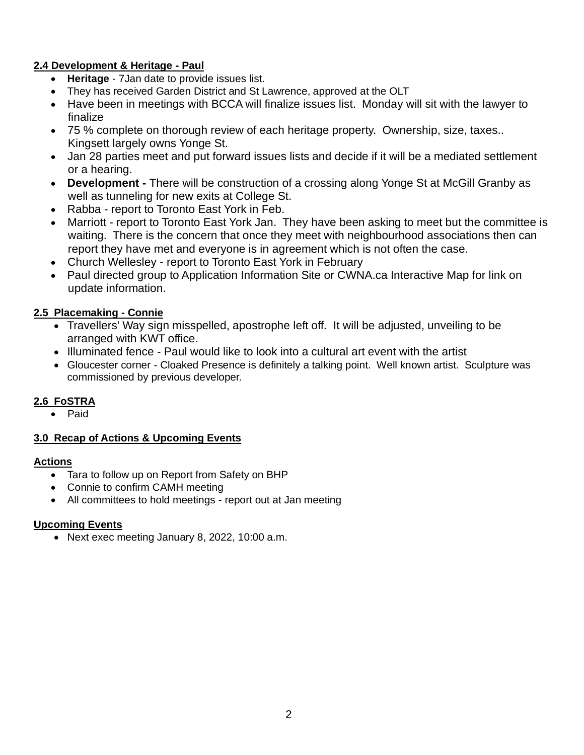**2.4 Development & Heritage - Paul**

- **Heritage** - 7Jan date to provide issues list.
- They has received Garden District and St Lawrence, approved at the OLT
- Have been in meetings with BCCA will finalize issues list. Monday will sit with the lawyer to finalize
- 75 % complete on thorough review of each heritage property. Ownership, size, taxes.. Kingsett largely owns Yonge St.
- Jan 28 parties meet and put forward issues lists and decide if it will be a mediated settlement or a hearing.
- **Development -** There will be construction of a crossing along Yonge St at McGill Granby as well as tunneling for new exits at College St.
- Rabba - report to Toronto East York in Feb.
- Marriott - report to Toronto East York Jan. They have been asking to meet but the committee is waiting. There is the concern that once they meet with neighbourhood associations then can report they have met and everyone is in agreement which is not often the case.
- Church Wellesley - report to Toronto East York in February
- Paul directed group to Application Information Site or CWNA.ca Interactive Map for link on update information.

**2.5 Placemaking - Connie**

- Travellers' Way sign misspelled, apostrophe left off. It will be adjusted, unveiling to be arranged with KWT office.
- Illuminated fence - Paul would like to look into a cultural art event with the artist
- Gloucester corner - Cloaked Presence is definitely a talking point. Well known artist. Sculpture was commissioned by previous developer.

**2.6 FoSTRA**

- Paid

**3.0 Recap of Actions & Upcoming Events**

**Actions**

- Tara to follow up on Report from Safety on BHP
- Connie to confirm CAMH meeting
- All committees to hold meetings - report out at Jan meeting

**Upcoming Events**

- Next exec meeting January 8, 2022, 10:00 a.m.